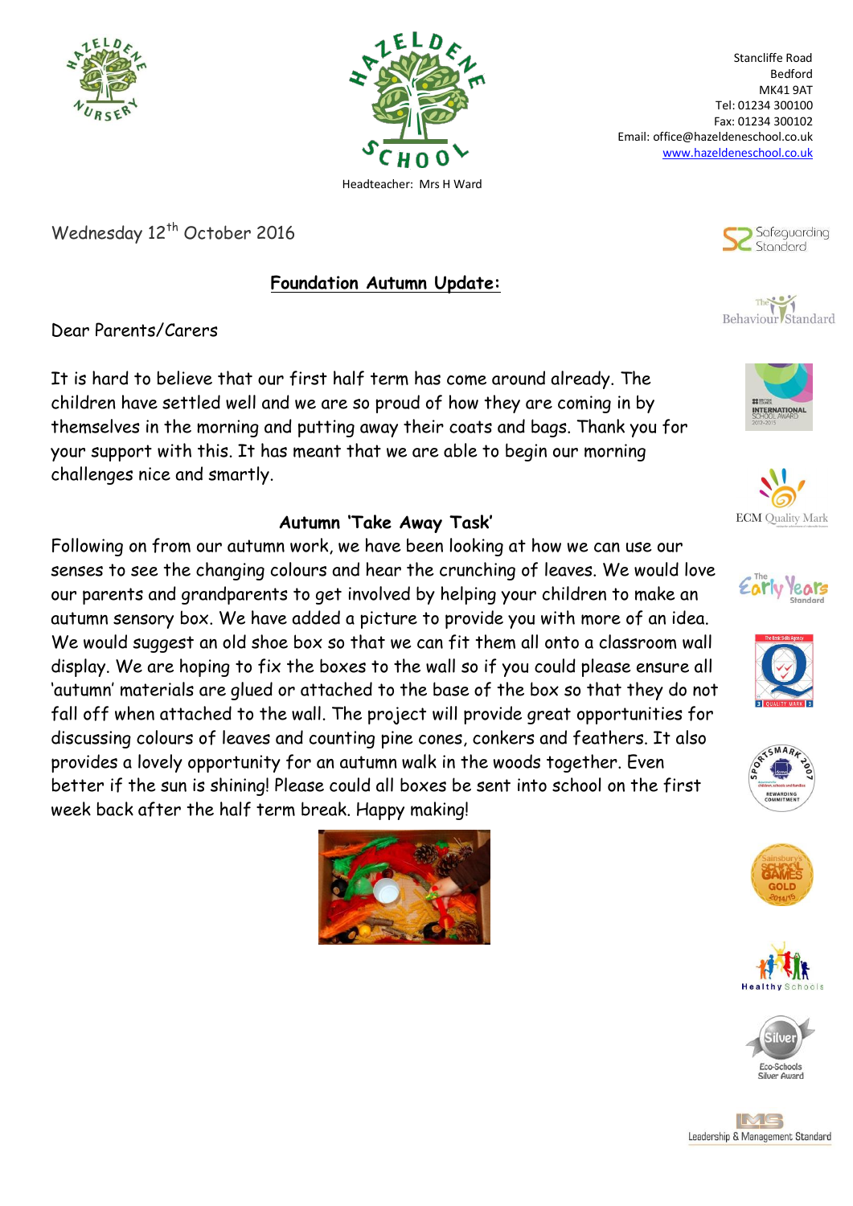Headteacher: Mrs H Ward

Stancliffe Road
Bedford
MK41 9AT
Tel: 01234 300100
Fax: 01234 300102
Email: office@hazeldeneschool.co.uk
www.hazeldeneschool.co.uk

Wednesday 12th October 2016

**Foundation Autumn Update:**

Dear Parents/Carers

It is hard to believe that our first half term has come around already. The children have settled well and we are so proud of how they are coming in by themselves in the morning and putting away their coats and bags. Thank you for your support with this. It has meant that we are able to begin our morning challenges nice and smartly.

**Autumn 'Take Away Task'**

Following on from our autumn work, we have been looking at how we can use our senses to see the changing colours and hear the crunching of leaves. We would love our parents and grandparents to get involved by helping your children to make an autumn sensory box. We have added a picture to provide you with more of an idea. We would suggest an old shoe box so that we can fit them all onto a classroom wall display. We are hoping to fix the boxes to the wall so if you could please ensure all 'autumn' materials are glued or attached to the base of the box so that they do not fall off when attached to the wall. The project will provide great opportunities for discussing colours of leaves and counting pine cones, conkers and feathers. It also provides a lovely opportunity for an autumn walk in the woods together. Even better if the sun is shining! Please could all boxes be sent into school on the first week back after the half term break. Happy making!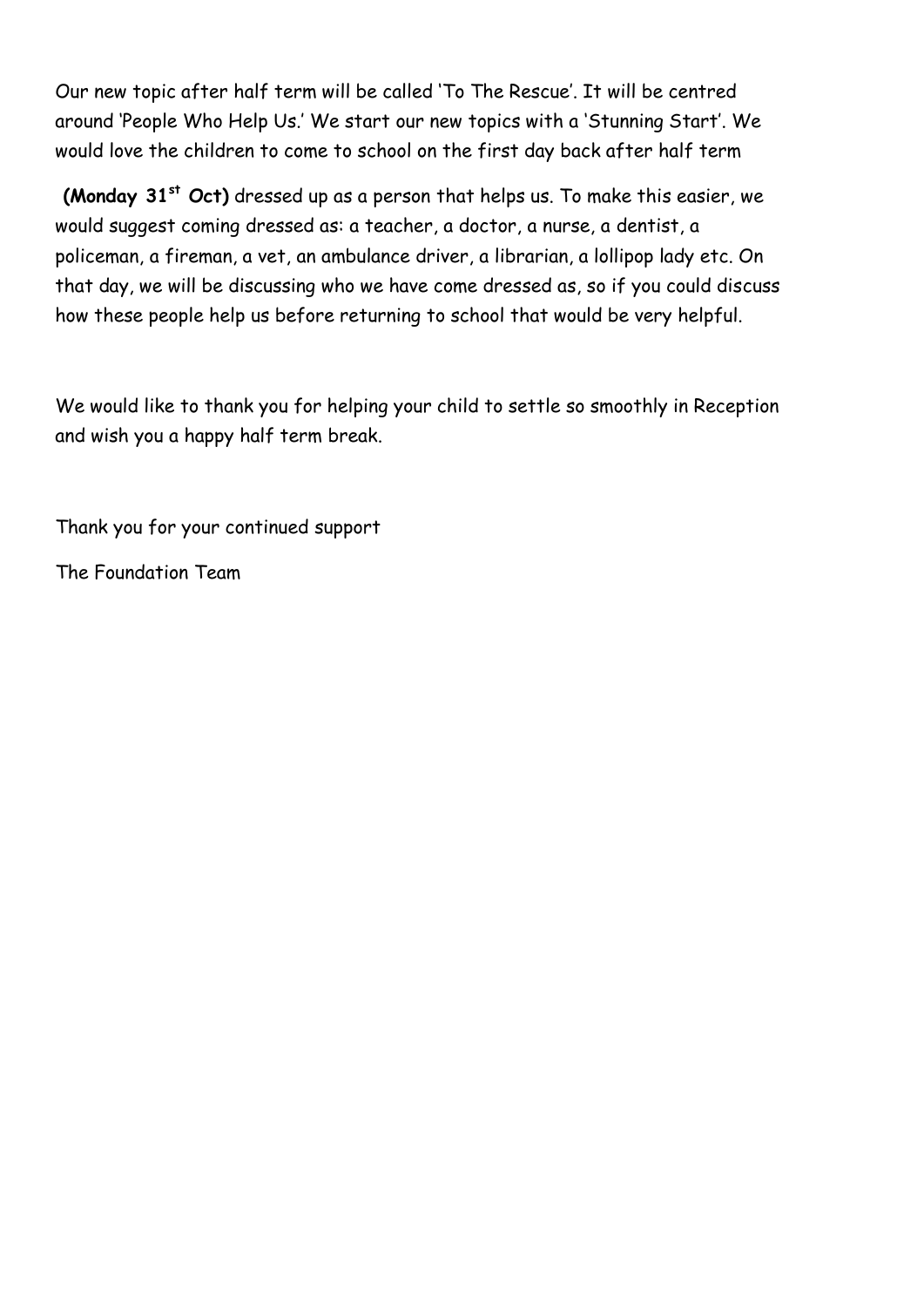Our new topic after half term will be called 'To The Rescue'. It will be centred around 'People Who Help Us.' We start our new topics with a 'Stunning Start'. We would love the children to come to school on the first day back after half term

**(Monday 31st Oct)** dressed up as a person that helps us. To make this easier, we would suggest coming dressed as: a teacher, a doctor, a nurse, a dentist, a policeman, a fireman, a vet, an ambulance driver, a librarian, a lollipop lady etc. On that day, we will be discussing who we have come dressed as, so if you could discuss how these people help us before returning to school that would be very helpful.

We would like to thank you for helping your child to settle so smoothly in Reception and wish you a happy half term break.

Thank you for your continued support

The Foundation Team